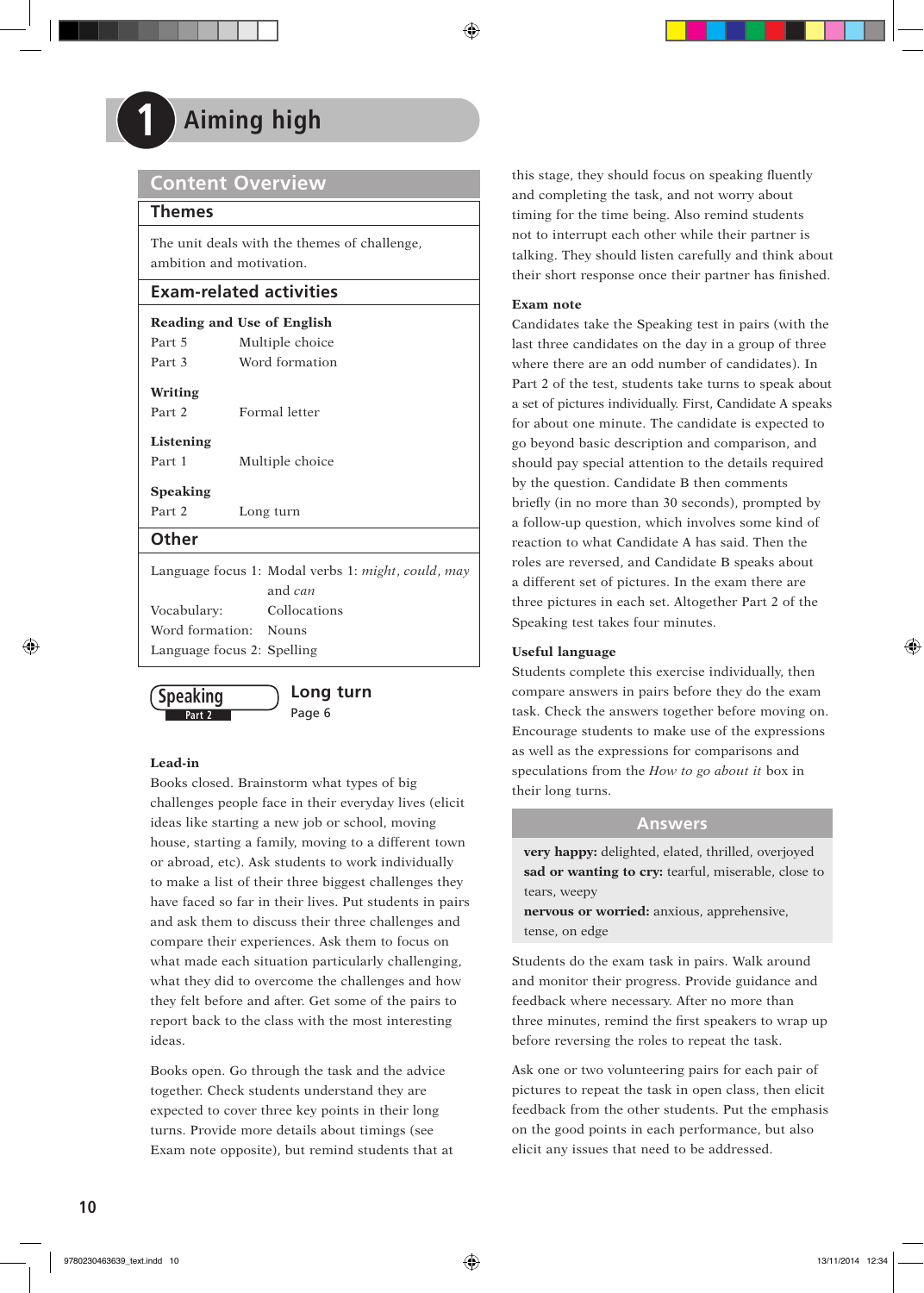# 1 Aiming high

## Content Overview

### Themes

The unit deals with the themes of challenge, ambition and motivation.

### Exam-related activities

**Reading and Use of English**

| | |
|---|---|
| Part 5 | Multiple choice |
| Part 3 | Word formation |

**Writing**

| | |
|---|---|
| Part 2 | Formal letter |

**Listening**

| | |
|---|---|
| Part 1 | Multiple choice |

**Speaking**

| | |
|---|---|
| Part 2 | Long turn |

### Other

| | |
|---|---|
| Language focus 1: | Modal verbs 1: *might*, *could*, *may* and *can* |
| Vocabulary: | Collocations |
| Word formation: | Nouns |
| Language focus 2: | Spelling |

## Speaking Part 2 — Long turn

Page 6

**Lead-in**

Books closed. Brainstorm what types of big challenges people face in their everyday lives (elicit ideas like starting a new job or school, moving house, starting a family, moving to a different town or abroad, etc). Ask students to work individually to make a list of their three biggest challenges they have faced so far in their lives. Put students in pairs and ask them to discuss their three challenges and compare their experiences. Ask them to focus on what made each situation particularly challenging, what they did to overcome the challenges and how they felt before and after. Get some of the pairs to report back to the class with the most interesting ideas.

Books open. Go through the task and the advice together. Check students understand they are expected to cover three key points in their long turns. Provide more details about timings (see Exam note opposite), but remind students that at this stage, they should focus on speaking fluently and completing the task, and not worry about timing for the time being. Also remind students not to interrupt each other while their partner is talking. They should listen carefully and think about their short response once their partner has finished.

**Exam note**

Candidates take the Speaking test in pairs (with the last three candidates on the day in a group of three where there are an odd number of candidates). In Part 2 of the test, students take turns to speak about a set of pictures individually. First, Candidate A speaks for about one minute. The candidate is expected to go beyond basic description and comparison, and should pay special attention to the details required by the question. Candidate B then comments briefly (in no more than 30 seconds), prompted by a follow-up question, which involves some kind of reaction to what Candidate A has said. Then the roles are reversed, and Candidate B speaks about a different set of pictures. In the exam there are three pictures in each set. Altogether Part 2 of the Speaking test takes four minutes.

**Useful language**

Students complete this exercise individually, then compare answers in pairs before they do the exam task. Check the answers together before moving on. Encourage students to make use of the expressions as well as the expressions for comparisons and speculations from the *How to go about it* box in their long turns.

### Answers

**very happy:** delighted, elated, thrilled, overjoyed
**sad or wanting to cry:** tearful, miserable, close to tears, weepy
**nervous or worried:** anxious, apprehensive, tense, on edge

Students do the exam task in pairs. Walk around and monitor their progress. Provide guidance and feedback where necessary. After no more than three minutes, remind the first speakers to wrap up before reversing the roles to repeat the task.

Ask one or two volunteering pairs for each pair of pictures to repeat the task in open class, then elicit feedback from the other students. Put the emphasis on the good points in each performance, but also elicit any issues that need to be addressed.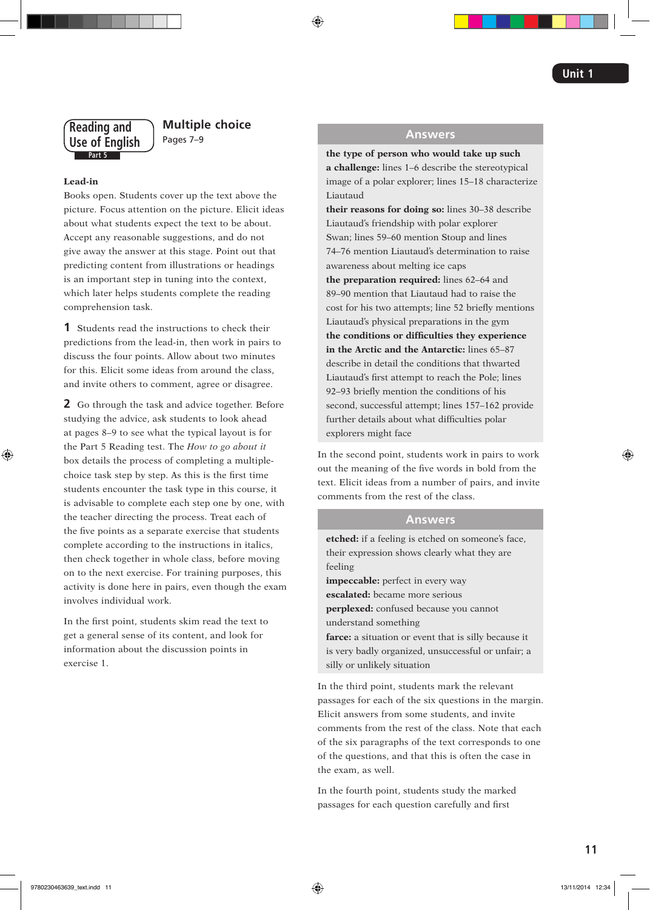## Reading and Use of English Part 5

## Multiple choice

Pages 7–9

**Lead-in**

Books open. Students cover up the text above the picture. Focus attention on the picture. Elicit ideas about what students expect the text to be about. Accept any reasonable suggestions, and do not give away the answer at this stage. Point out that predicting content from illustrations or headings is an important step in tuning into the context, which later helps students complete the reading comprehension task.

**1** Students read the instructions to check their predictions from the lead-in, then work in pairs to discuss the four points. Allow about two minutes for this. Elicit some ideas from around the class, and invite others to comment, agree or disagree.

**2** Go through the task and advice together. Before studying the advice, ask students to look ahead at pages 8–9 to see what the typical layout is for the Part 5 Reading test. The *How to go about it* box details the process of completing a multiple-choice task step by step. As this is the first time students encounter the task type in this course, it is advisable to complete each step one by one, with the teacher directing the process. Treat each of the five points as a separate exercise that students complete according to the instructions in italics, then check together in whole class, before moving on to the next exercise. For training purposes, this activity is done here in pairs, even though the exam involves individual work.

In the first point, students skim read the text to get a general sense of its content, and look for information about the discussion points in exercise 1.

### Answers

**the type of person who would take up such a challenge:** lines 1–6 describe the stereotypical image of a polar explorer; lines 15–18 characterize Liautaud

**their reasons for doing so:** lines 30–38 describe Liautaud's friendship with polar explorer Swan; lines 59–60 mention Stoup and lines 74–76 mention Liautaud's determination to raise awareness about melting ice caps

**the preparation required:** lines 62–64 and 89–90 mention that Liautaud had to raise the cost for his two attempts; line 52 briefly mentions Liautaud's physical preparations in the gym

**the conditions or difficulties they experience in the Arctic and the Antarctic:** lines 65–87 describe in detail the conditions that thwarted Liautaud's first attempt to reach the Pole; lines 92–93 briefly mention the conditions of his second, successful attempt; lines 157–162 provide further details about what difficulties polar explorers might face

In the second point, students work in pairs to work out the meaning of the five words in bold from the text. Elicit ideas from a number of pairs, and invite comments from the rest of the class.

### Answers

**etched:** if a feeling is etched on someone's face, their expression shows clearly what they are feeling

**impeccable:** perfect in every way

**escalated:** became more serious

**perplexed:** confused because you cannot understand something

**farce:** a situation or event that is silly because it is very badly organized, unsuccessful or unfair; a silly or unlikely situation

In the third point, students mark the relevant passages for each of the six questions in the margin. Elicit answers from some students, and invite comments from the rest of the class. Note that each of the six paragraphs of the text corresponds to one of the questions, and that this is often the case in the exam, as well.

In the fourth point, students study the marked passages for each question carefully and first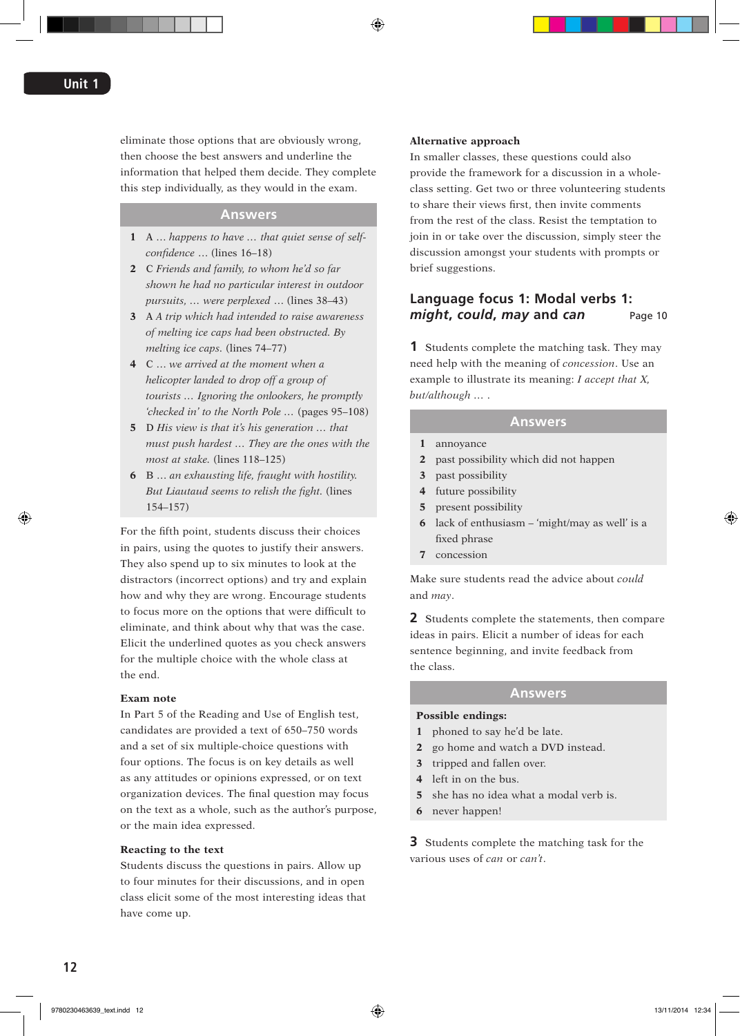eliminate those options that are obviously wrong, then choose the best answers and underline the information that helped them decide. They complete this step individually, as they would in the exam.

### Answers

1. A *… happens to have … that quiet sense of self-confidence …* (lines 16–18)
2. C *Friends and family, to whom he'd so far shown he had no particular interest in outdoor pursuits, … were perplexed …* (lines 38–43)
3. A *A trip which had intended to raise awareness of melting ice caps had been obstructed. By melting ice caps.* (lines 74–77)
4. C *… we arrived at the moment when a helicopter landed to drop off a group of tourists … Ignoring the onlookers, he promptly 'checked in' to the North Pole …* (pages 95–108)
5. D *His view is that it's his generation … that must push hardest … They are the ones with the most at stake.* (lines 118–125)
6. B *… an exhausting life, fraught with hostility. But Liautaud seems to relish the fight.* (lines 154–157)

For the fifth point, students discuss their choices in pairs, using the quotes to justify their answers. They also spend up to six minutes to look at the distractors (incorrect options) and try and explain how and why they are wrong. Encourage students to focus more on the options that were difficult to eliminate, and think about why that was the case. Elicit the underlined quotes as you check answers for the multiple choice with the whole class at the end.

**Exam note**

In Part 5 of the Reading and Use of English test, candidates are provided a text of 650–750 words and a set of six multiple-choice questions with four options. The focus is on key details as well as any attitudes or opinions expressed, or on text organization devices. The final question may focus on the text as a whole, such as the author's purpose, or the main idea expressed.

**Reacting to the text**

Students discuss the questions in pairs. Allow up to four minutes for their discussions, and in open class elicit some of the most interesting ideas that have come up.

**Alternative approach**

In smaller classes, these questions could also provide the framework for a discussion in a whole-class setting. Get two or three volunteering students to share their views first, then invite comments from the rest of the class. Resist the temptation to join in or take over the discussion, simply steer the discussion amongst your students with prompts or brief suggestions.

## Language focus 1: Modal verbs 1: *might*, *could*, *may* and *can* — Page 10

**1** Students complete the matching task. They may need help with the meaning of *concession*. Use an example to illustrate its meaning: *I accept that X, but/although … .*

### Answers

1. annoyance
2. past possibility which did not happen
3. past possibility
4. future possibility
5. present possibility
6. lack of enthusiasm – 'might/may as well' is a fixed phrase
7. concession

Make sure students read the advice about *could* and *may*.

**2** Students complete the statements, then compare ideas in pairs. Elicit a number of ideas for each sentence beginning, and invite feedback from the class.

### Answers

**Possible endings:**

1. phoned to say he'd be late.
2. go home and watch a DVD instead.
3. tripped and fallen over.
4. left in on the bus.
5. she has no idea what a modal verb is.
6. never happen!

**3** Students complete the matching task for the various uses of *can* or *can't*.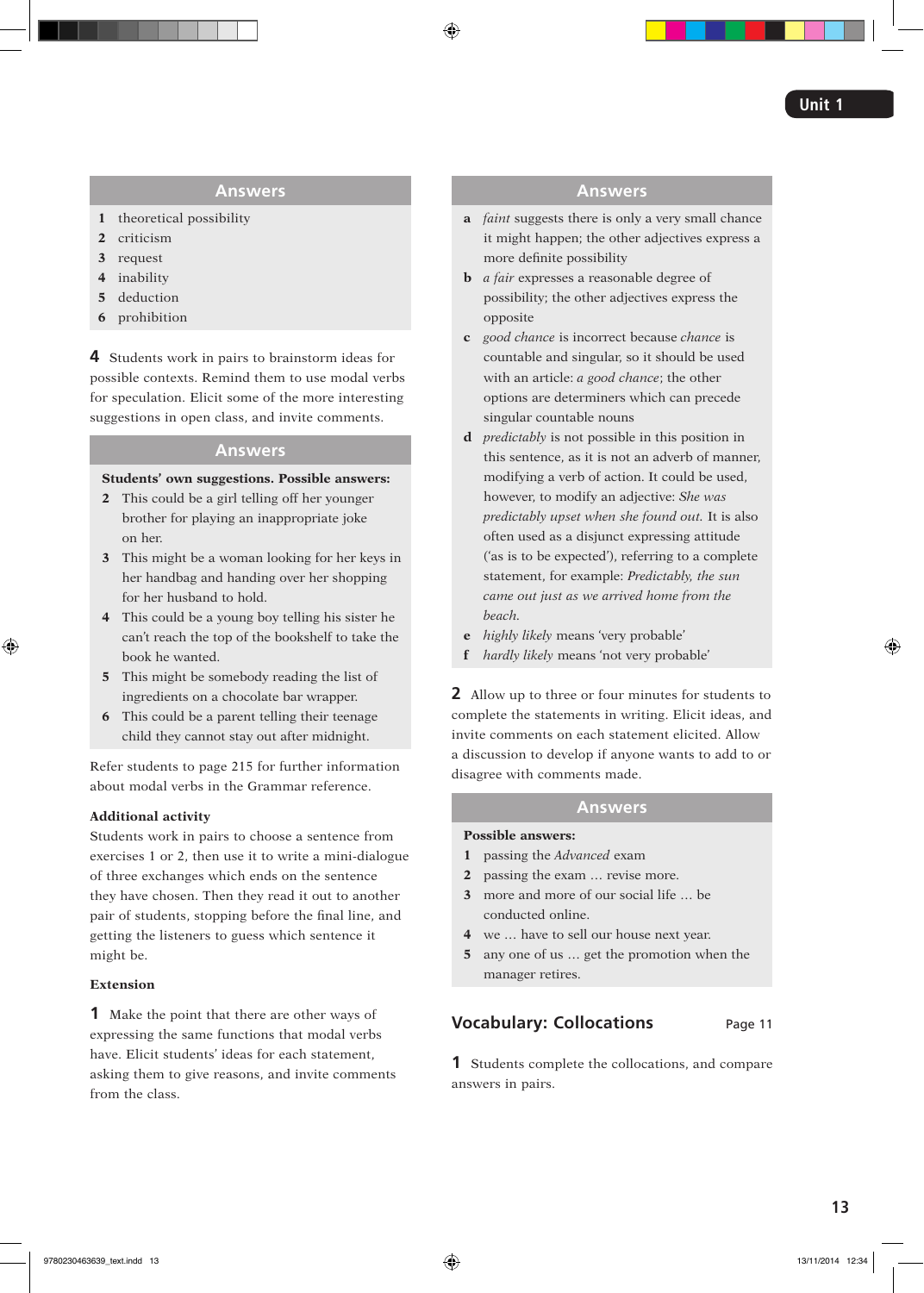### Answers

1. theoretical possibility
2. criticism
3. request
4. inability
5. deduction
6. prohibition

**4** Students work in pairs to brainstorm ideas for possible contexts. Remind them to use modal verbs for speculation. Elicit some of the more interesting suggestions in open class, and invite comments.

### Answers

**Students' own suggestions. Possible answers:**

2. This could be a girl telling off her younger brother for playing an inappropriate joke on her.
3. This might be a woman looking for her keys in her handbag and handing over her shopping for her husband to hold.
4. This could be a young boy telling his sister he can't reach the top of the bookshelf to take the book he wanted.
5. This might be somebody reading the list of ingredients on a chocolate bar wrapper.
6. This could be a parent telling their teenage child they cannot stay out after midnight.

Refer students to page 215 for further information about modal verbs in the Grammar reference.

**Additional activity**

Students work in pairs to choose a sentence from exercises 1 or 2, then use it to write a mini-dialogue of three exchanges which ends on the sentence they have chosen. Then they read it out to another pair of students, stopping before the final line, and getting the listeners to guess which sentence it might be.

**Extension**

**1** Make the point that there are other ways of expressing the same functions that modal verbs have. Elicit students' ideas for each statement, asking them to give reasons, and invite comments from the class.

### Answers

- **a** *faint* suggests there is only a very small chance it might happen; the other adjectives express a more definite possibility
- **b** *a fair* expresses a reasonable degree of possibility; the other adjectives express the opposite
- **c** *good chance* is incorrect because *chance* is countable and singular, so it should be used with an article: *a good chance*; the other options are determiners which can precede singular countable nouns
- **d** *predictably* is not possible in this position in this sentence, as it is not an adverb of manner, modifying a verb of action. It could be used, however, to modify an adjective: *She was predictably upset when she found out.* It is also often used as a disjunct expressing attitude ('as is to be expected'), referring to a complete statement, for example: *Predictably, the sun came out just as we arrived home from the beach.*
- **e** *highly likely* means 'very probable'
- **f** *hardly likely* means 'not very probable'

**2** Allow up to three or four minutes for students to complete the statements in writing. Elicit ideas, and invite comments on each statement elicited. Allow a discussion to develop if anyone wants to add to or disagree with comments made.

### Answers

**Possible answers:**

1. passing the *Advanced* exam
2. passing the exam … revise more.
3. more and more of our social life … be conducted online.
4. we … have to sell our house next year.
5. any one of us … get the promotion when the manager retires.

## Vocabulary: Collocations — Page 11

**1** Students complete the collocations, and compare answers in pairs.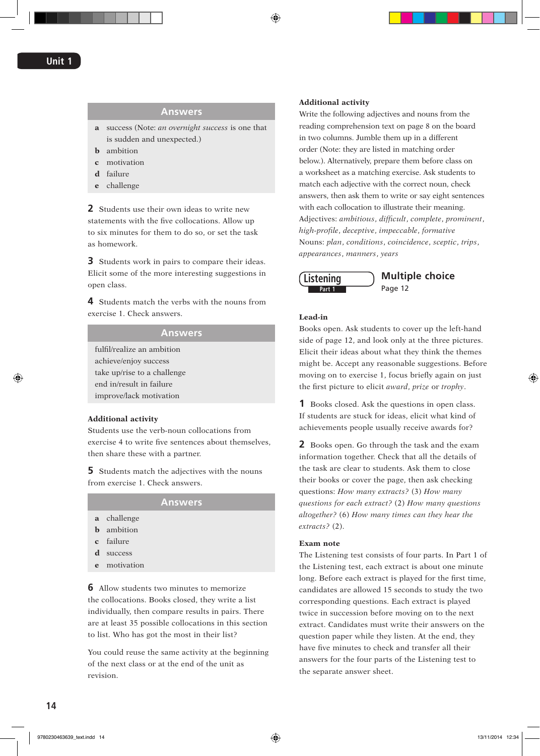### Answers

**a** success (Note: *an overnight success* is one that is sudden and unexpected.)
**b** ambition
**c** motivation
**d** failure
**e** challenge

**2** Students use their own ideas to write new statements with the five collocations. Allow up to six minutes for them to do so, or set the task as homework.

**3** Students work in pairs to compare their ideas. Elicit some of the more interesting suggestions in open class.

**4** Students match the verbs with the nouns from exercise 1. Check answers.

### Answers

fulfil/realize an ambition
achieve/enjoy success
take up/rise to a challenge
end in/result in failure
improve/lack motivation

**Additional activity**
Students use the verb-noun collocations from exercise 4 to write five sentences about themselves, then share these with a partner.

**5** Students match the adjectives with the nouns from exercise 1. Check answers.

### Answers

**a** challenge
**b** ambition
**c** failure
**d** success
**e** motivation

**6** Allow students two minutes to memorize the collocations. Books closed, they write a list individually, then compare results in pairs. There are at least 35 possible collocations in this section to list. Who has got the most in their list?

You could reuse the same activity at the beginning of the next class or at the end of the unit as revision.

**Additional activity**
Write the following adjectives and nouns from the reading comprehension text on page 8 on the board in two columns. Jumble them up in a different order (Note: they are listed in matching order below.). Alternatively, prepare them before class on a worksheet as a matching exercise. Ask students to match each adjective with the correct noun, check answers, then ask them to write or say eight sentences with each collocation to illustrate their meaning.
Adjectives: *ambitious*, *difficult*, *complete*, *prominent*, *high-profile*, *deceptive*, *impeccable*, *formative*
Nouns: *plan*, *conditions*, *coincidence*, *sceptic*, *trips*, *appearances*, *manners*, *years*

## Listening Part 1 — Multiple choice
Page 12

**Lead-in**
Books open. Ask students to cover up the left-hand side of page 12, and look only at the three pictures. Elicit their ideas about what they think the themes might be. Accept any reasonable suggestions. Before moving on to exercise 1, focus briefly again on just the first picture to elicit *award*, *prize* or *trophy*.

**1** Books closed. Ask the questions in open class. If students are stuck for ideas, elicit what kind of achievements people usually receive awards for?

**2** Books open. Go through the task and the exam information together. Check that all the details of the task are clear to students. Ask them to close their books or cover the page, then ask checking questions: *How many extracts?* (3) *How many questions for each extract?* (2) *How many questions altogether?* (6) *How many times can they hear the extracts?* (2).

**Exam note**
The Listening test consists of four parts. In Part 1 of the Listening test, each extract is about one minute long. Before each extract is played for the first time, candidates are allowed 15 seconds to study the two corresponding questions. Each extract is played twice in succession before moving on to the next extract. Candidates must write their answers on the question paper while they listen. At the end, they have five minutes to check and transfer all their answers for the four parts of the Listening test to the separate answer sheet.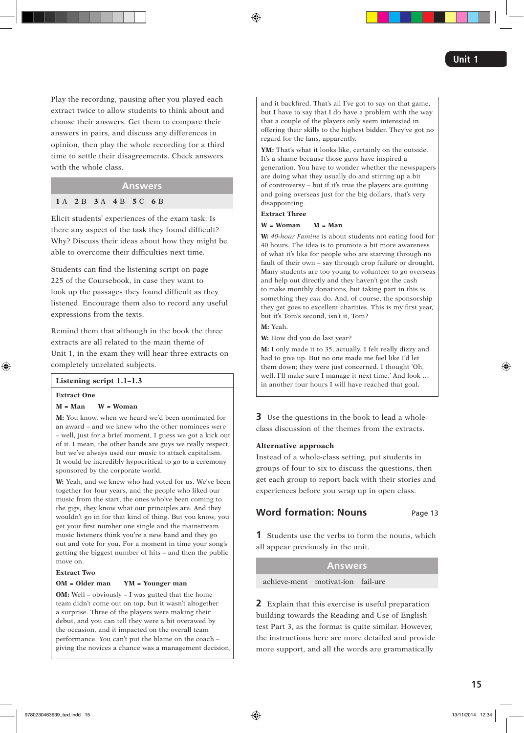Play the recording, pausing after you played each extract twice to allow students to think about and choose their answers. Get them to compare their answers in pairs, and discuss any differences in opinion, then play the whole recording for a third time to settle their disagreements. Check answers with the whole class.

**Answers**

**1** A **2** B **3** A **4** B **5** C **6** B

Elicit students' experiences of the exam task: Is there any aspect of the task they found difficult? Why? Discuss their ideas about how they might be able to overcome their difficulties next time.

Students can find the listening script on page 225 of the Coursebook, in case they want to look up the passages they found difficult as they listened. Encourage them also to record any useful expressions from the texts.

Remind them that although in the book the three extracts are all related to the main theme of Unit 1, in the exam they will hear three extracts on completely unrelated subjects.

**Listening script 1.1–1.3**

**Extract One**

**M = Man W = Woman**

**M:** You know, when we heard we'd been nominated for an award – and we knew who the other nominees were – well, just for a brief moment, I guess we got a kick out of it. I mean, the other bands are guys we really respect, but we've always used our music to attack capitalism. It would be incredibly hypocritical to go to a ceremony sponsored by the corporate world.

**W:** Yeah, and we knew who had voted for us. We've been together for four years, and the people who liked our music from the start, the ones who've been coming to the gigs, they know what our principles are. And they wouldn't go in for that kind of thing. But you know, you get your first number one single and the mainstream music listeners think you're a new band and they go out and vote for you. For a moment in time your song's getting the biggest number of hits – and then the public move on.

**Extract Two**

**OM = Older man YM = Younger man**

**OM:** Well – obviously – I was gutted that the home team didn't come out on top, but it wasn't altogether a surprise. Three of the players were making their debut, and you can tell they were a bit overawed by the occasion, and it impacted on the overall team performance. You can't put the blame on the coach – giving the novices a chance was a management decision, and it backfired. That's all I've got to say on that game, but I have to say that I do have a problem with the way that a couple of the players only seem interested in offering their skills to the highest bidder. They've got no regard for the fans, apparently.

**YM:** That's what it looks like, certainly on the outside. It's a shame because those guys have inspired a generation. You have to wonder whether the newspapers are doing what they usually do and stirring up a bit of controversy – but if it's true the players are quitting and going overseas just for the big dollars, that's very disappointing.

**Extract Three**

**W = Woman M = Man**

**W:** *40-hour Famine* is about students not eating food for 40 hours. The idea is to promote a bit more awareness of what it's like for people who are starving through no fault of their own – say through crop failure or drought. Many students are too young to volunteer to go overseas and help out directly and they haven't got the cash to make monthly donations, but taking part in this is something they *can* do. And, of course, the sponsorship they get goes to excellent charities. This is my first year, but it's Tom's second, isn't it, Tom?

**M:** Yeah.

**W:** How did you do last year?

**M:** I only made it to 35, actually. I felt really dizzy and had to give up. But no one made me feel like I'd let them down; they were just concerned. I thought 'Oh, well, I'll make sure I manage it next time.' And look … in another four hours I will have reached that goal.

**3** Use the questions in the book to lead a whole-class discussion of the themes from the extracts.

**Alternative approach**

Instead of a whole-class setting, put students in groups of four to six to discuss the questions, then get each group to report back with their stories and experiences before you wrap up in open class.

## Word formation: Nouns

Page 13

**1** Students use the verbs to form the nouns, which all appear previously in the unit.

**Answers**

achieve-ment motivat-ion fail-ure

**2** Explain that this exercise is useful preparation building towards the Reading and Use of English test Part 3, as the format is quite similar. However, the instructions here are more detailed and provide more support, and all the words are grammatically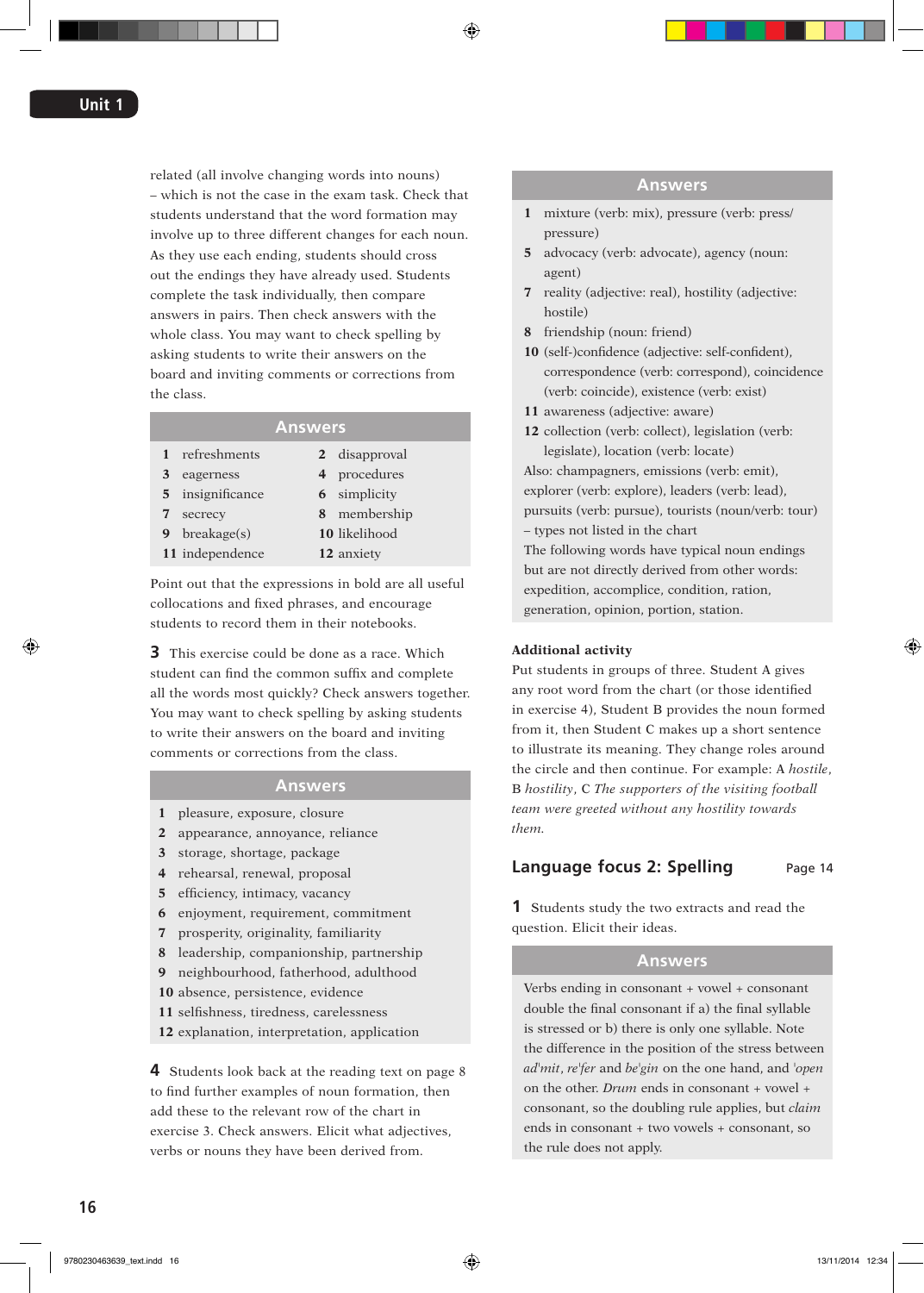related (all involve changing words into nouns) – which is not the case in the exam task. Check that students understand that the word formation may involve up to three different changes for each noun. As they use each ending, students should cross out the endings they have already used. Students complete the task individually, then compare answers in pairs. Then check answers with the whole class. You may want to check spelling by asking students to write their answers on the board and inviting comments or corrections from the class.

### Answers

| | |
|---|---|
| **1** refreshments | **2** disapproval |
| **3** eagerness | **4** procedures |
| **5** insignificance | **6** simplicity |
| **7** secrecy | **8** membership |
| **9** breakage(s) | **10** likelihood |
| **11** independence | **12** anxiety |

Point out that the expressions in bold are all useful collocations and fixed phrases, and encourage students to record them in their notebooks.

**3** This exercise could be done as a race. Which student can find the common suffix and complete all the words most quickly? Check answers together. You may want to check spelling by asking students to write their answers on the board and inviting comments or corrections from the class.

### Answers

**1** pleasure, exposure, closure
**2** appearance, annoyance, reliance
**3** storage, shortage, package
**4** rehearsal, renewal, proposal
**5** efficiency, intimacy, vacancy
**6** enjoyment, requirement, commitment
**7** prosperity, originality, familiarity
**8** leadership, companionship, partnership
**9** neighbourhood, fatherhood, adulthood
**10** absence, persistence, evidence
**11** selfishness, tiredness, carelessness
**12** explanation, interpretation, application

**4** Students look back at the reading text on page 8 to find further examples of noun formation, then add these to the relevant row of the chart in exercise 3. Check answers. Elicit what adjectives, verbs or nouns they have been derived from.

### Answers

**1** mixture (verb: mix), pressure (verb: press/pressure)
**5** advocacy (verb: advocate), agency (noun: agent)
**7** reality (adjective: real), hostility (adjective: hostile)
**8** friendship (noun: friend)
**10** (self-)confidence (adjective: self-confident), correspondence (verb: correspond), coincidence (verb: coincide), existence (verb: exist)
**11** awareness (adjective: aware)
**12** collection (verb: collect), legislation (verb: legislate), location (verb: locate)

Also: champagners, emissions (verb: emit), explorer (verb: explore), leaders (verb: lead), pursuits (verb: pursue), tourists (noun/verb: tour) – types not listed in the chart

The following words have typical noun endings but are not directly derived from other words: expedition, accomplice, condition, ration, generation, opinion, portion, station.

**Additional activity**

Put students in groups of three. Student A gives any root word from the chart (or those identified in exercise 4), Student B provides the noun formed from it, then Student C makes up a short sentence to illustrate its meaning. They change roles around the circle and then continue. For example: A *hostile*, B *hostility*, C *The supporters of the visiting football team were greeted without any hostility towards them.*

## Language focus 2: Spelling — Page 14

**1** Students study the two extracts and read the question. Elicit their ideas.

### Answers

Verbs ending in consonant + vowel + consonant double the final consonant if a) the final syllable is stressed or b) there is only one syllable. Note the difference in the position of the stress between *ad'mit*, *re'fer* and *be'gin* on the one hand, and *'open* on the other. *Drum* ends in consonant + vowel + consonant, so the doubling rule applies, but *claim* ends in consonant + two vowels + consonant, so the rule does not apply.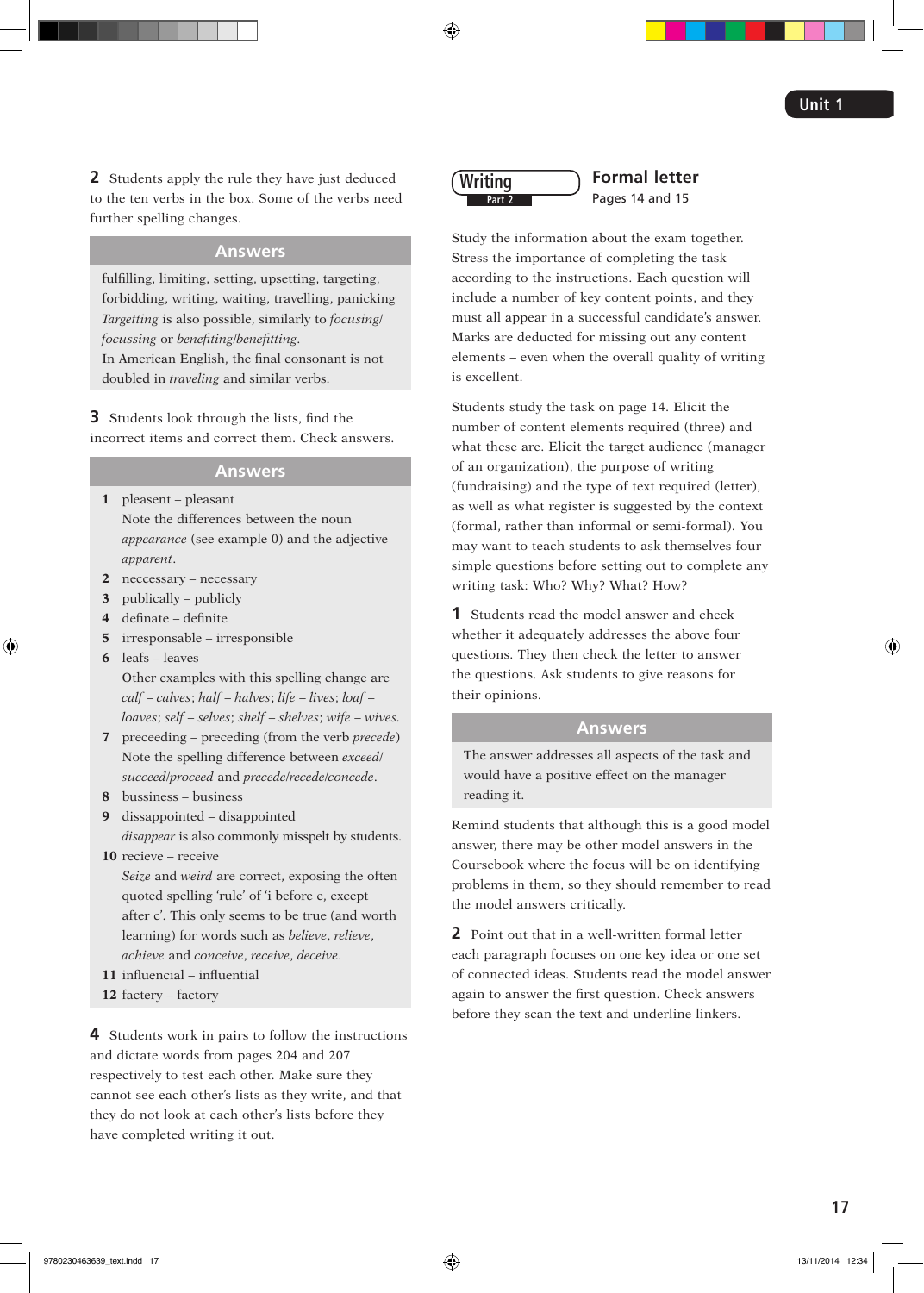**2** Students apply the rule they have just deduced to the ten verbs in the box. Some of the verbs need further spelling changes.

### Answers

fulfilling, limiting, setting, upsetting, targeting, forbidding, writing, waiting, travelling, panicking
*Targetting* is also possible, similarly to *focusing*/*focussing* or *benefiting*/*benefitting*.
In American English, the final consonant is not doubled in *traveling* and similar verbs.

**3** Students look through the lists, find the incorrect items and correct them. Check answers.

### Answers

1. pleasent – pleasant
   Note the differences between the noun *appearance* (see example 0) and the adjective *apparent*.
2. neccessary – necessary
3. publically – publicly
4. definate – definite
5. irresponsable – irresponsible
6. leafs – leaves
   Other examples with this spelling change are *calf – calves*; *half – halves*; *life – lives*; *loaf – loaves*; *self – selves*; *shelf – shelves*; *wife – wives*.
7. preceeding – preceding (from the verb *precede*)
   Note the spelling difference between *exceed*/*succeed*/*proceed* and *precede*/*recede*/*concede*.
8. bussiness – business
9. dissappointed – disappointed
   *disappear* is also commonly misspelt by students.
10. recieve – receive
    *Seize* and *weird* are correct, exposing the often quoted spelling 'rule' of 'i before e, except after c'. This only seems to be true (and worth learning) for words such as *believe*, *relieve*, *achieve* and *conceive*, *receive*, *deceive*.
11. influencial – influential
12. factery – factory

**4** Students work in pairs to follow the instructions and dictate words from pages 204 and 207 respectively to test each other. Make sure they cannot see each other's lists as they write, and that they do not look at each other's lists before they have completed writing it out.

## Writing Part 2 — Formal letter
Pages 14 and 15

Study the information about the exam together. Stress the importance of completing the task according to the instructions. Each question will include a number of key content points, and they must all appear in a successful candidate's answer. Marks are deducted for missing out any content elements – even when the overall quality of writing is excellent.

Students study the task on page 14. Elicit the number of content elements required (three) and what these are. Elicit the target audience (manager of an organization), the purpose of writing (fundraising) and the type of text required (letter), as well as what register is suggested by the context (formal, rather than informal or semi-formal). You may want to teach students to ask themselves four simple questions before setting out to complete any writing task: Who? Why? What? How?

**1** Students read the model answer and check whether it adequately addresses the above four questions. They then check the letter to answer the questions. Ask students to give reasons for their opinions.

### Answers

The answer addresses all aspects of the task and would have a positive effect on the manager reading it.

Remind students that although this is a good model answer, there may be other model answers in the Coursebook where the focus will be on identifying problems in them, so they should remember to read the model answers critically.

**2** Point out that in a well-written formal letter each paragraph focuses on one key idea or one set of connected ideas. Students read the model answer again to answer the first question. Check answers before they scan the text and underline linkers.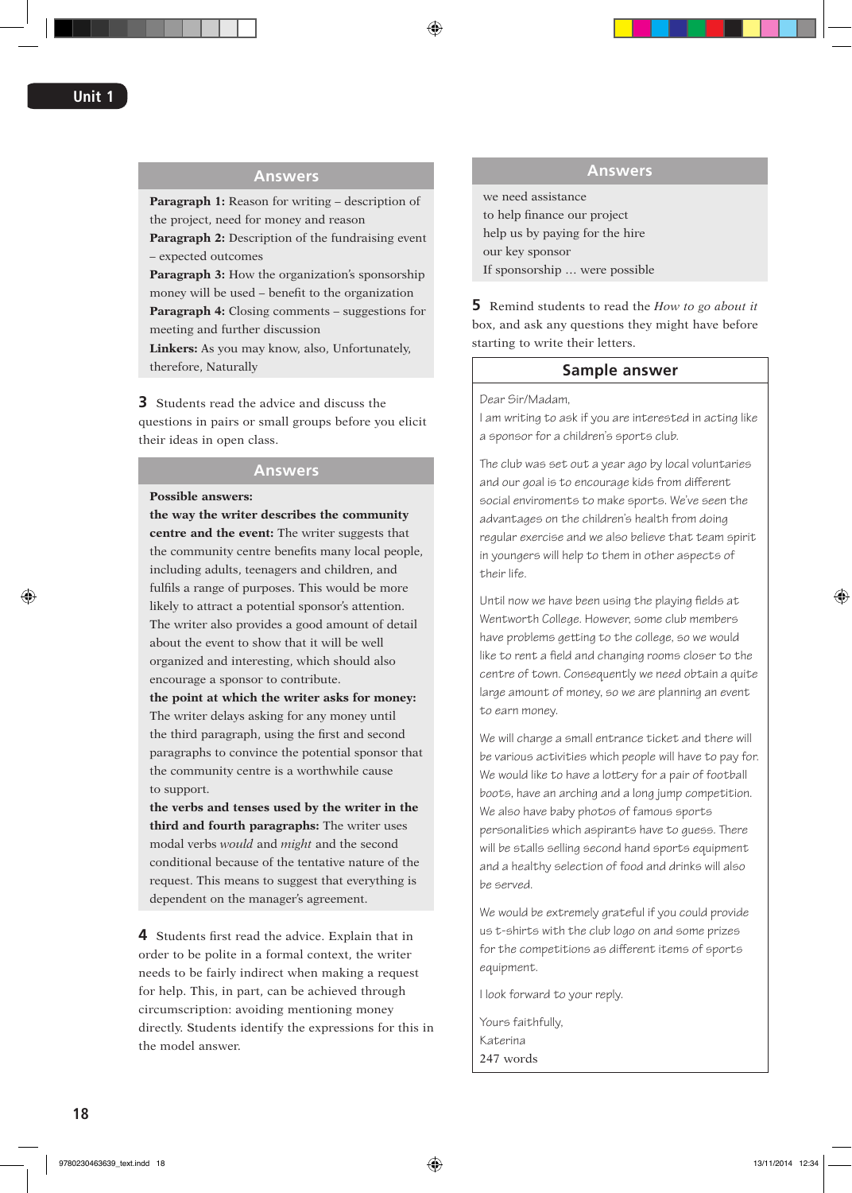### Answers

**Paragraph 1:** Reason for writing – description of the project, need for money and reason
**Paragraph 2:** Description of the fundraising event – expected outcomes
**Paragraph 3:** How the organization's sponsorship money will be used – benefit to the organization
**Paragraph 4:** Closing comments – suggestions for meeting and further discussion
**Linkers:** As you may know, also, Unfortunately, therefore, Naturally

**3** Students read the advice and discuss the questions in pairs or small groups before you elicit their ideas in open class.

### Answers

**Possible answers:**
**the way the writer describes the community centre and the event:** The writer suggests that the community centre benefits many local people, including adults, teenagers and children, and fulfils a range of purposes. This would be more likely to attract a potential sponsor's attention. The writer also provides a good amount of detail about the event to show that it will be well organized and interesting, which should also encourage a sponsor to contribute.
**the point at which the writer asks for money:** The writer delays asking for any money until the third paragraph, using the first and second paragraphs to convince the potential sponsor that the community centre is a worthwhile cause to support.
**the verbs and tenses used by the writer in the third and fourth paragraphs:** The writer uses modal verbs *would* and *might* and the second conditional because of the tentative nature of the request. This means to suggest that everything is dependent on the manager's agreement.

**4** Students first read the advice. Explain that in order to be polite in a formal context, the writer needs to be fairly indirect when making a request for help. This, in part, can be achieved through circumscription: avoiding mentioning money directly. Students identify the expressions for this in the model answer.

### Answers

we need assistance
to help finance our project
help us by paying for the hire
our key sponsor
If sponsorship … were possible

**5** Remind students to read the *How to go about it* box, and ask any questions they might have before starting to write their letters.

### Sample answer

Dear Sir/Madam,
I am writing to ask if you are interested in acting like a sponsor for a children's sports club.

The club was set out a year ago by local voluntaries and our goal is to encourage kids from different social enviroments to make sports. We've seen the advantages on the children's health from doing regular exercise and we also believe that team spirit in youngers will help to them in other aspects of their life.

Until now we have been using the playing fields at Wentworth College. However, some club members have problems getting to the college, so we would like to rent a field and changing rooms closer to the centre of town. Consequently we need obtain a quite large amount of money, so we are planning an event to earn money.

We will charge a small entrance ticket and there will be various activities which people will have to pay for. We would like to have a lottery for a pair of football boots, have an arching and a long jump competition. We also have baby photos of famous sports personalities which aspirants have to guess. There will be stalls selling second hand sports equipment and a healthy selection of food and drinks will also be served.

We would be extremely grateful if you could provide us t-shirts with the club logo on and some prizes for the competitions as different items of sports equipment.

I look forward to your reply.

Yours faithfully,
Katerina

247 words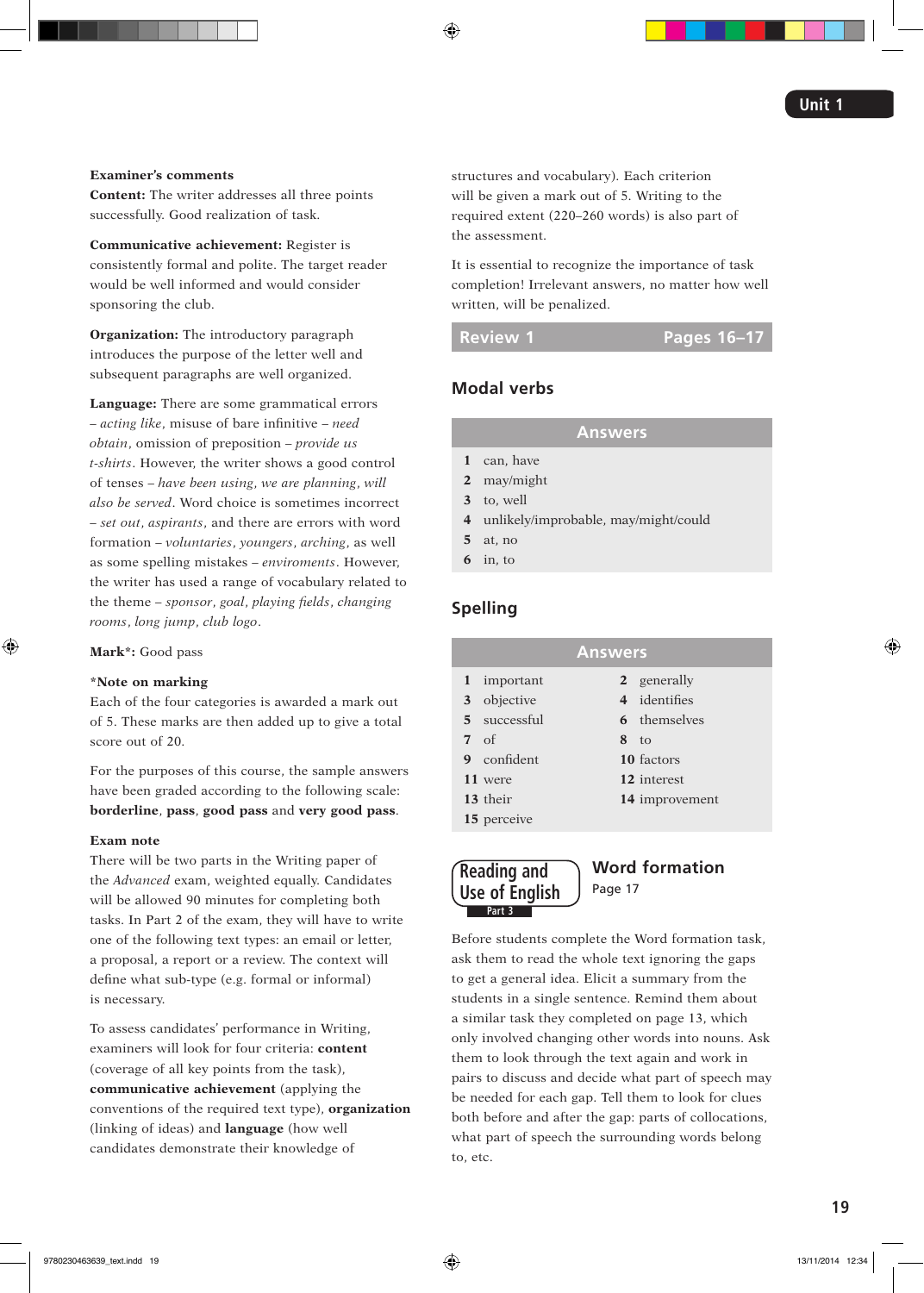**Examiner's comments**

**Content:** The writer addresses all three points successfully. Good realization of task.

**Communicative achievement:** Register is consistently formal and polite. The target reader would be well informed and would consider sponsoring the club.

**Organization:** The introductory paragraph introduces the purpose of the letter well and subsequent paragraphs are well organized.

**Language:** There are some grammatical errors – *acting like*, misuse of bare infinitive – *need obtain*, omission of preposition – *provide us t-shirts*. However, the writer shows a good control of tenses – *have been using*, *we are planning*, *will also be served*. Word choice is sometimes incorrect – *set out*, *aspirants*, and there are errors with word formation – *voluntaries*, *youngers*, *arching*, as well as some spelling mistakes – *enviroments*. However, the writer has used a range of vocabulary related to the theme – *sponsor*, *goal*, *playing fields*, *changing rooms*, *long jump*, *club logo*.

**Mark*:** Good pass

**\*Note on marking**
Each of the four categories is awarded a mark out of 5. These marks are then added up to give a total score out of 20.

For the purposes of this course, the sample answers have been graded according to the following scale: **borderline**, **pass**, **good pass** and **very good pass**.

**Exam note**
There will be two parts in the Writing paper of the *Advanced* exam, weighted equally. Candidates will be allowed 90 minutes for completing both tasks. In Part 2 of the exam, they will have to write one of the following text types: an email or letter, a proposal, a report or a review. The context will define what sub-type (e.g. formal or informal) is necessary.

To assess candidates' performance in Writing, examiners will look for four criteria: **content** (coverage of all key points from the task), **communicative achievement** (applying the conventions of the required text type), **organization** (linking of ideas) and **language** (how well candidates demonstrate their knowledge of structures and vocabulary). Each criterion will be given a mark out of 5. Writing to the required extent (220–260 words) is also part of the assessment.

It is essential to recognize the importance of task completion! Irrelevant answers, no matter how well written, will be penalized.

## Review 1 — Pages 16–17

### Modal verbs

**Answers**

1 can, have
2 may/might
3 to, well
4 unlikely/improbable, may/might/could
5 at, no
6 in, to

### Spelling

**Answers**

| | |
|---|---|
| 1 important | 2 generally |
| 3 objective | 4 identifies |
| 5 successful | 6 themselves |
| 7 of | 8 to |
| 9 confident | 10 factors |
| 11 were | 12 interest |
| 13 their | 14 improvement |
| 15 perceive | |

### Reading and Use of English Part 3 — Word formation

Page 17

Before students complete the Word formation task, ask them to read the whole text ignoring the gaps to get a general idea. Elicit a summary from the students in a single sentence. Remind them about a similar task they completed on page 13, which only involved changing other words into nouns. Ask them to look through the text again and work in pairs to discuss and decide what part of speech may be needed for each gap. Tell them to look for clues both before and after the gap: parts of collocations, what part of speech the surrounding words belong to, etc.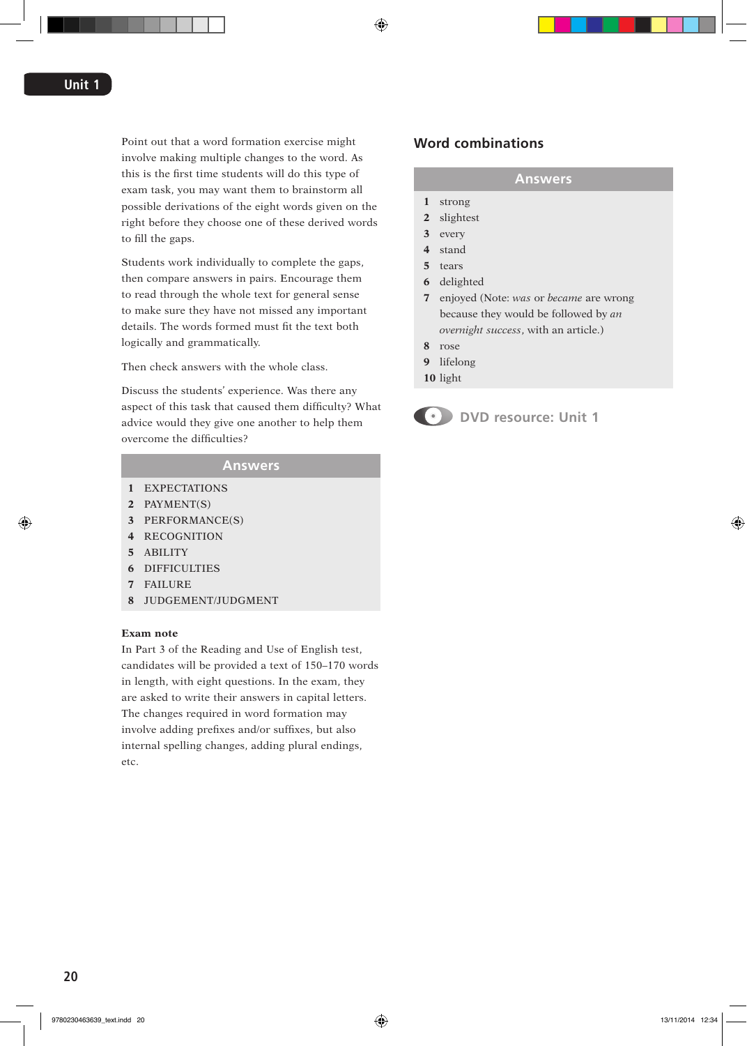Point out that a word formation exercise might involve making multiple changes to the word. As this is the first time students will do this type of exam task, you may want them to brainstorm all possible derivations of the eight words given on the right before they choose one of these derived words to fill the gaps.

Students work individually to complete the gaps, then compare answers in pairs. Encourage them to read through the whole text for general sense to make sure they have not missed any important details. The words formed must fit the text both logically and grammatically.

Then check answers with the whole class.

Discuss the students' experience. Was there any aspect of this task that caused them difficulty? What advice would they give one another to help them overcome the difficulties?

**Answers**

1 EXPECTATIONS
2 PAYMENT(S)
3 PERFORMANCE(S)
4 RECOGNITION
5 ABILITY
6 DIFFICULTIES
7 FAILURE
8 JUDGEMENT/JUDGMENT

**Exam note**

In Part 3 of the Reading and Use of English test, candidates will be provided a text of 150–170 words in length, with eight questions. In the exam, they are asked to write their answers in capital letters. The changes required in word formation may involve adding prefixes and/or suffixes, but also internal spelling changes, adding plural endings, etc.

## Word combinations

**Answers**

1 strong
2 slightest
3 every
4 stand
5 tears
6 delighted
7 enjoyed (Note: *was* or *became* are wrong because they would be followed by *an overnight success*, with an article.)
8 rose
9 lifelong
10 light

DVD resource: Unit 1